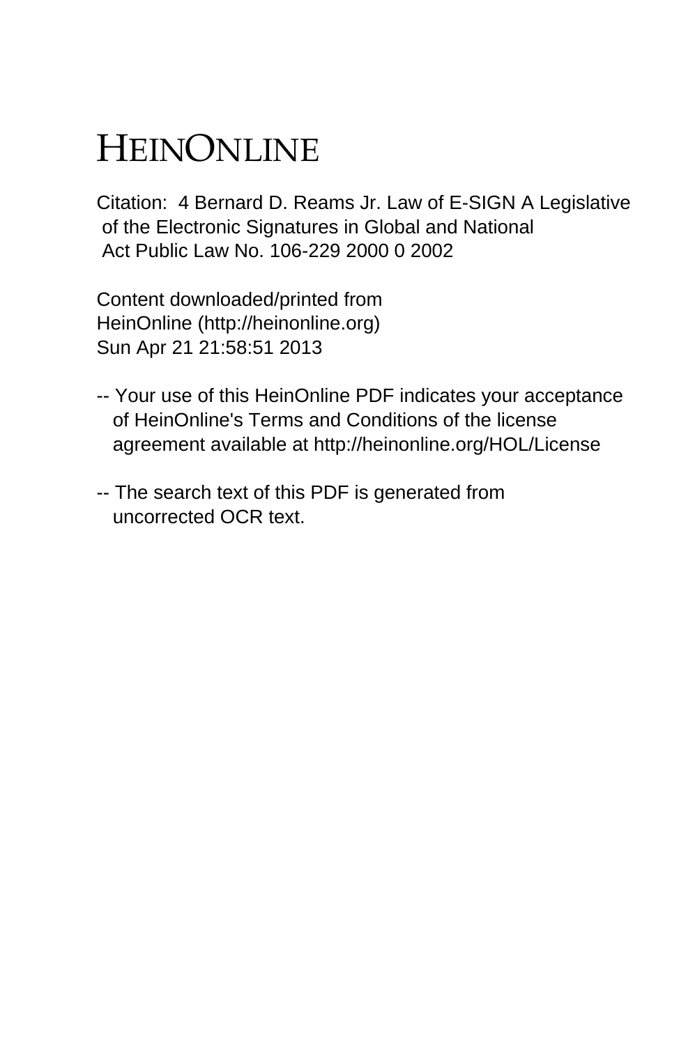# HEINONLINE

Citation: 4 Bernard D. Reams Jr. Law of E-SIGN A Legislative of the Electronic Signatures in Global and National Act Public Law No. 106-229 2000 0 2002

Content downloaded/printed from HeinOnline (http://heinonline.org) Sun Apr 21 21:58:51 2013

-- Your use of this HeinOnline PDF indicates your acceptance of HeinOnline's Terms and Conditions of the license agreement available at http://heinonline.org/HOL/License

-- The search text of this PDF is generated from uncorrected OCR text.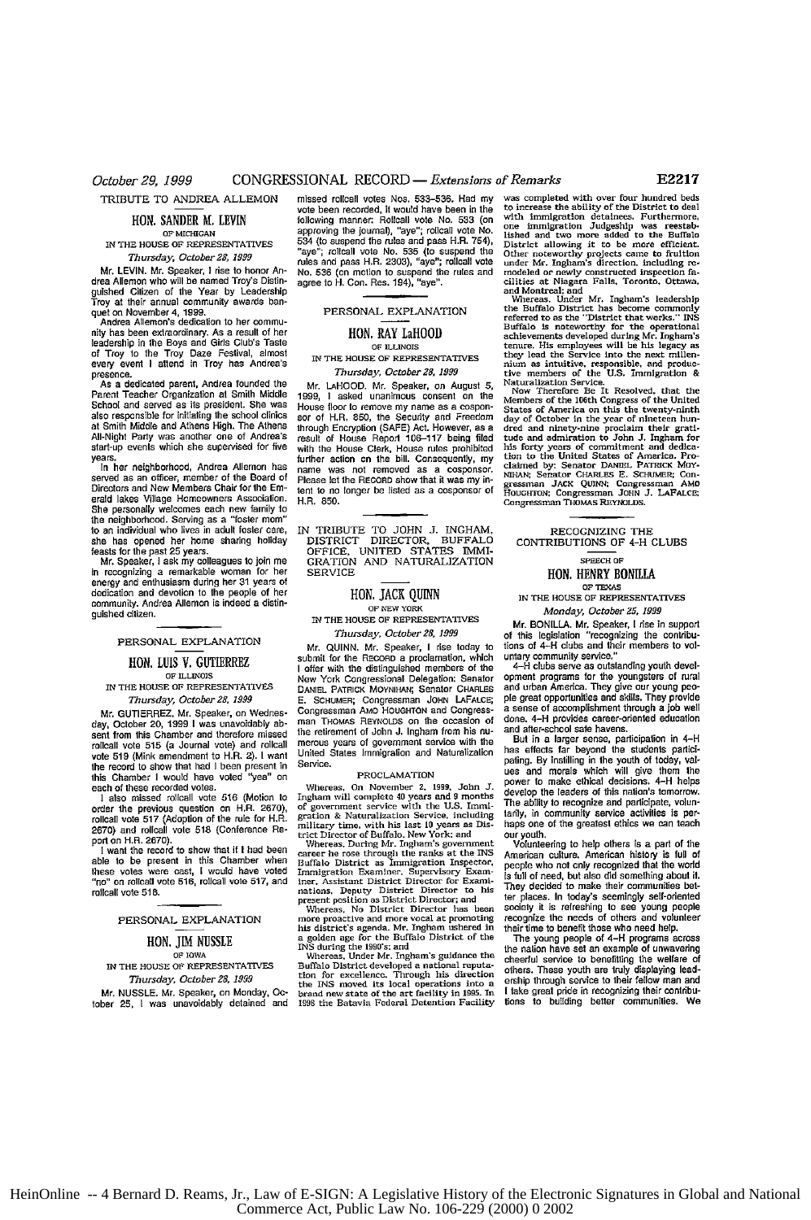## TRIBUTE TO ANDREA ALLEMON

### HON. SANDER M. LEVIN

OF MICHIGAN

IN THE HOUSE OF REPRESENTATIVES

*Thursday, October 28, 1999*

Mr. LEVIN. Mr. Speaker, I rise to honor Andrea Allemon who will be named Troy's Distinguished Citizen of the Year by Leadership Troy at their annual community awards banquet on November 4, 1999.

Andrea Allemon's dedication to her community has been extraordinary. As a result of her leadership in the Boys and Girls Club's Taste of Troy to the Troy Daze Festival, almost every event I attend in Troy has Andrea's presence.

As a dedicated parent, Andrea founded the Parent Teacher Organization at Smith Middle School and served as its president. She was also responsible for initialing the school clinics at Smith Middle and Athens High. The Athens All-Night Party was another one of Andrea's start-up events which she supervised for five years.

In her neighborhood, Andrea Allemon has served as an officer, member of the Board of Directors and New Members Chair for the Emerald lakes Village Homeowners Association. She personally welcomes each new family to the neighborhood. Serving as a "foster mom" to an individual who lives in adult foster care, she has opened her home sharing holiday feasts for the past 25 years.

Mr. Speaker, I ask my colleagues to join me in recognizing a remarkable woman for her energy and enthusiasm during her 31 years of dedication and devotion to the people of her community. Andrea Allemon is indeed a distinguished citizen.

## PERSONAL EXPLANATION

### HON. LUIS V. GUTIERREZ

OF ILLINOIS

IN THE HOUSE OF REPRESENTATIVES

*Thursday, October 28, 1999*

Mr. GUTIERREZ. Mr. Speaker, on Wednesday, October 20, 1999 I was unavoidably absent from this Chamber and therefore missed rollcall vote 515 (a Journal vote) and rollcall vote 519 (Mink amendment to H.R. 2). I want the record to show that had I been present in this Chamber I would have voted "yea" on each of these recorded votes.

I also missed rollcall vote 516 (Motion to order the previous question on H.R. 2670), rollcall vote 517 (Adoption of the rule for H.R. 2670) and rollcall vote 518 (Conference Report on H.R. 2670).

I want the record to show that if I had been able to be present in this Chamber when these votes were cast, I would have voted "no" on rollcall vote 516, rollcall vote 517, and rollcall vote 518.

## PERSONAL EXPLANATION

### HON. JIM NUSSLE

OF IOWA

IN THE HOUSE OF REPRESENTATIVES

*Thursday, October 28, 1999*

Mr. NUSSLE. Mr. Speaker, on Monday, October 25, I was unavoidably detained and missed rollcall votes Nos. 533–536. Had my vote been recorded, it would have been in the following manner: Rollcall vote No. 533 (on approving the journal), "aye"; rollcall vote No. 534 (to suspend the rules and pass H.R. 754), "aye"; rollcall vote No. 535 (to suspend the rules and pass H.R. 2303), "aye"; rollcall vote No. 536 (on motion to suspend the rules and agree to H. Con. Res. 194), "aye".

## PERSONAL EXPLANATION

### HON. RAY LaHOOD

OF ILLINOIS

IN THE HOUSE OF REPRESENTATIVES

*Thursday, October 28, 1999*

Mr. LAHOOD. Mr. Speaker, on August 5, 1999, I asked unanimous consent on the House floor to remove my name as a cosponsor of H.R. 850, the Security and Freedom through Encryption (SAFE) Act. However, as a result of House Report 106–117 being filed with the House Clerk, House rules prohibited further action on the bill. Consequently, my name was not removed as a cosponsor. Please let the RECORD show that it was my intent to no longer be listed as a cosponsor of H.R. 850.

## IN TRIBUTE TO JOHN J. INGHAM, DISTRICT DIRECTOR, BUFFALO OFFICE, UNITED STATES IMMIGRATION AND NATURALIZATION SERVICE

### HON. JACK QUINN

OF NEW YORK

IN THE HOUSE OF REPRESENTATIVES

*Thursday, October 28, 1999*

Mr. QUINN. Mr. Speaker, I rise today to submit for the RECORD a proclamation, which I offer with the distinguished members of the New York Congressional Delegation: Senator DANIEL PATRICK MOYNIHAN; Senator CHARLES E. SCHUMER; Congressman JOHN LAFALCE; Congressman AMO HOUGHTON and Congressman THOMAS REYNOLDS on the occasion of the retirement of John J. Ingham from his numerous years of government service with the United States Immigration and Naturalization Service.

PROCLAMATION

Whereas, On November 2, 1999, John J. Ingham will complete 40 years and 9 months of government service with the U.S. Immigration & Naturalization Service, including military time, with his last 10 years as District Director of Buffalo, New York; and

Whereas, During Mr. Ingham's government career he rose through the ranks at the INS Buffalo District as Immigration Inspector, Immigration Examiner, Supervisory Examiner, Assistant District Director for Examinations, Deputy District Director to his present position as District Director; and

Whereas, No District Director has been more proactive and more vocal at promoting his district's agenda. Mr. Ingham ushered in a golden age for the Buffalo District of the INS during the 1990's; and

Whereas, Under Mr. Ingham's guidance the Buffalo District developed a national reputation for excellence. Through his direction the INS moved its local operations into a brand new state of the art facility in 1995. In 1998 the Batavia Federal Detention Facility was completed with over four hundred beds to increase the ability of the District to deal with immigration detainees. Furthermore, one immigration Judgeship was reestablished and two more added to the Buffalo District allowing it to be more efficient. Other noteworthy projects came to fruition under Mr. Ingham's direction, including remodeled or newly constructed inspection facilities at Niagara Falls, Toronto, Ottawa, and Montreal; and

Whereas, Under Mr. Ingham's leadership the Buffalo District has become commonly referred to as the "District that works." INS Buffalo is noteworthy for the operational achievements developed during Mr. Ingham's tenure. His employees will be his legacy as they lead the Service into the next millennium as intuitive, responsible, and productive members of the U.S. Immigration & Naturalization Service.

Now Therefore Be It Resolved, that the Members of the 106th Congress of the United States of America on this the twenty-ninth day of October in the year of nineteen hundred and ninety-nine proclaim their gratitude and admiration to John J. Ingham for his forty years of commitment and dedication to the United States of America. Proclaimed by: Senator DANIEL PATRICK MOYNIHAN; Senator CHARLES E. SCHUMER; Congressman JACK QUINN; Congressman AMO HOUGHTON; Congressman JOHN J. LAFALCE; Congressman THOMAS REYNOLDS.

## RECOGNIZING THE CONTRIBUTIONS OF 4-H CLUBS

SPEECH OF

### HON. HENRY BONILLA

OF TEXAS

IN THE HOUSE OF REPRESENTATIVES

*Monday, October 25, 1999*

Mr. BONILLA. Mr. Speaker, I rise in support of this legislation "recognizing the contributions of 4-H clubs and their members to voluntary community service."

4-H clubs serve as outstanding youth development programs for the youngsters of rural and urban America. They give our young people great opportunities and skills. They provide a sense of accomplishment through a job well done. 4-H provides career-oriented education and after-school safe havens.

But in a larger sense, participation in 4-H has effects far beyond the students participating. By instilling in the youth of today, values and morals which will give them the power to make ethical decisions. 4-H helps develop the leaders of this nation's tomorrow. The ability to recognize and participate, voluntarily, in community service activities is perhaps one of the greatest ethics we can teach our youth.

Volunteering to help others is a part of the American culture. American history is full of people who not only recognized that the world is full of need, but also did something about it. They decided to make their communities better places. In today's seemingly self-oriented society it is refreshing to see young people recognize the needs of others and volunteer their time to benefit those who need help.

The young people of 4-H programs across the nation have set an example of unwavering cheerful service to benefiting the welfare of others. These youth are truly displaying leadership through service to their fellow man and I take great pride in recognizing their contributions to building better communities. We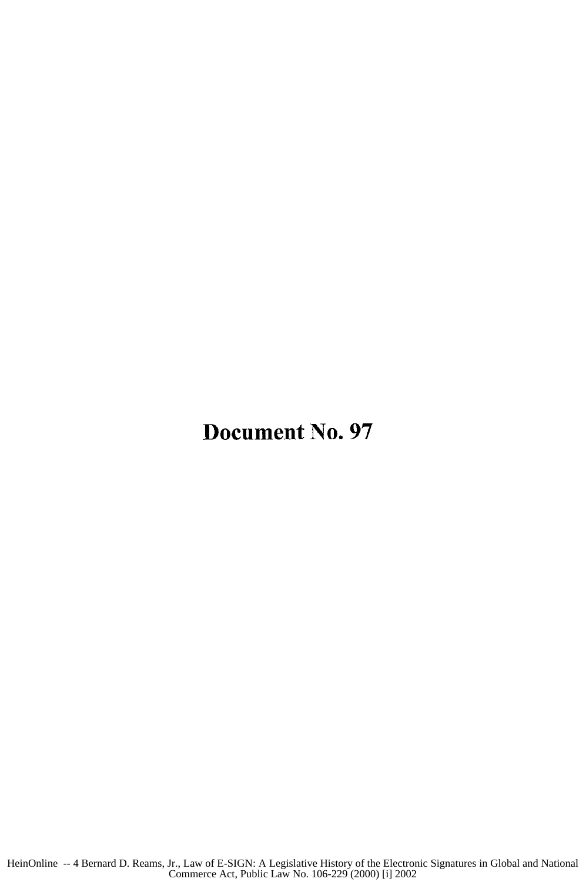# Document No. 97